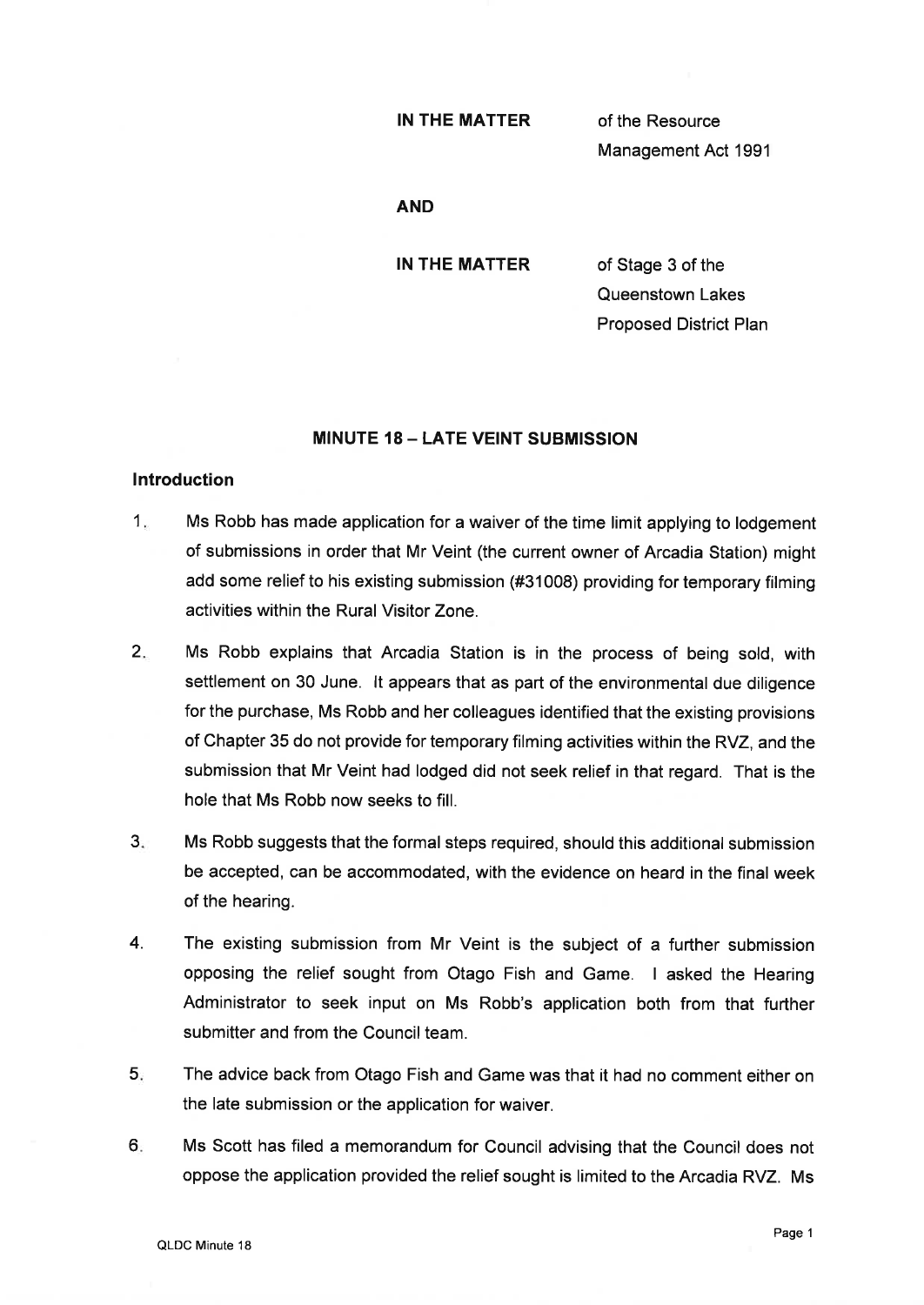**IN THE MATTER** of the Resource Management Act 1991

**AND**

**IN THE MATTER** of Stage 3 of the Queenstown Lakes Proposed District Plan

## MINUTE 18 – LATE VEINT SUBMISSION

### Introduction

1. Ms Robb has made application for a waiver of the time limit applying to lodgement of submissions in order that Mr Veint (the current owner of Arcadia Station) might add some relief to his existing submission (#31008) providing for temporary filming activities within the Rural Visitor Zone.

2. Ms Robb explains that Arcadia Station is in the process of being sold, with settlement on 30 June. It appears that as part of the environmental due diligence for the purchase, Ms Robb and her colleagues identified that the existing provisions of Chapter 35 do not provide for temporary filming activities within the RVZ, and the submission that Mr Veint had lodged did not seek relief in that regard. That is the hole that Ms Robb now seeks to fill.

3. Ms Robb suggests that the formal steps required, should this additional submission be accepted, can be accommodated, with the evidence on heard in the final week of the hearing.

4. The existing submission from Mr Veint is the subject of a further submission opposing the relief sought from Otago Fish and Game. I asked the Hearing Administrator to seek input on Ms Robb's application both from that further submitter and from the Council team.

5. The advice back from Otago Fish and Game was that it had no comment either on the late submission or the application for waiver.

6. Ms Scott has filed a memorandum for Council advising that the Council does not oppose the application provided the relief sought is limited to the Arcadia RVZ. Ms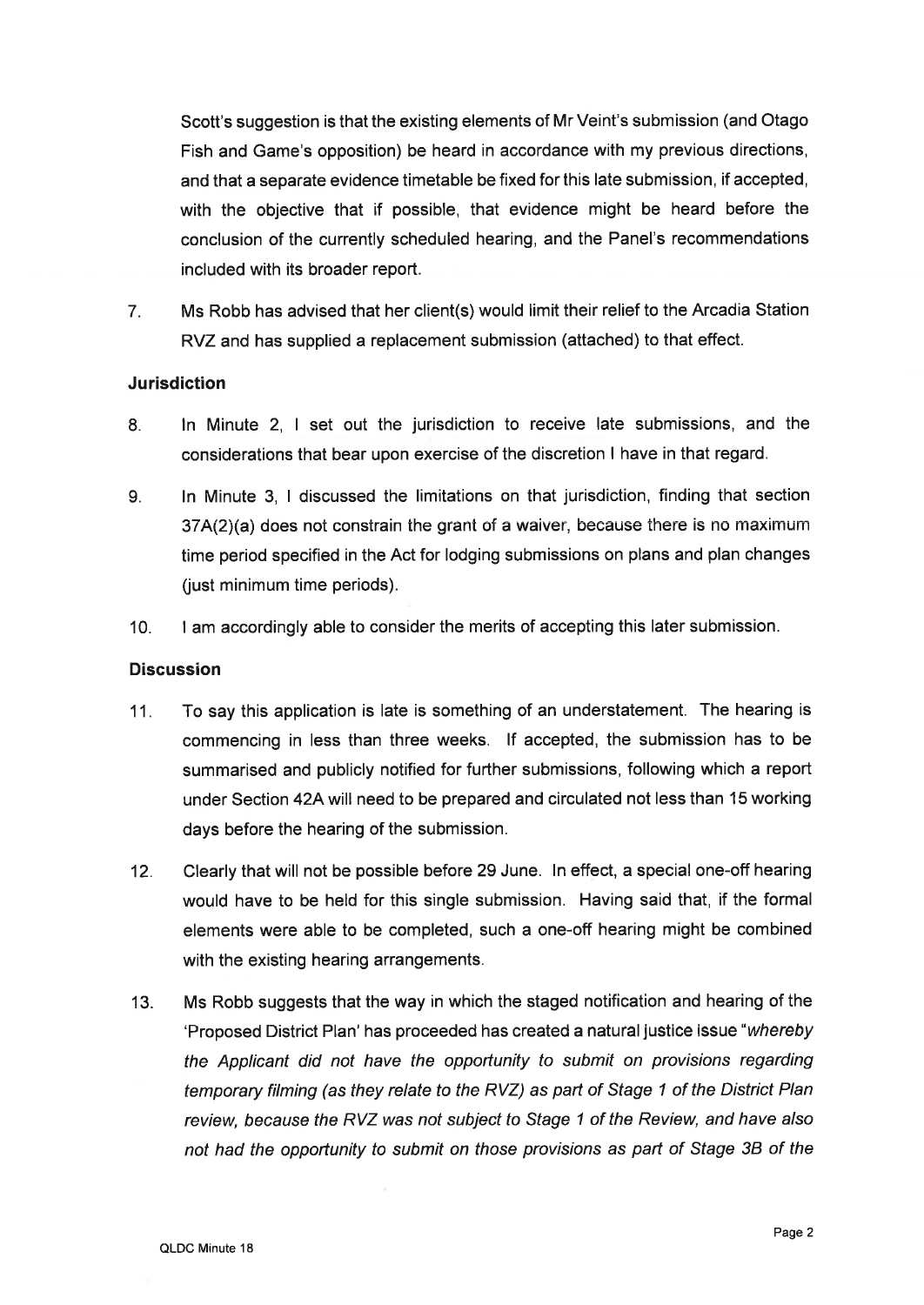Scott's suggestion is that the existing elements of Mr Veint's submission (and Otago Fish and Game's opposition) be heard in accordance with my previous directions, and that a separate evidence timetable be fixed for this late submission, if accepted, with the objective that if possible, that evidence might be heard before the conclusion of the currently scheduled hearing, and the Panel's recommendations included with its broader report.

7. Ms Robb has advised that her client(s) would limit their relief to the Arcadia Station RVZ and has supplied a replacement submission (attached) to that effect.

### Jurisdiction

8. In Minute 2, I set out the jurisdiction to receive late submissions, and the considerations that bear upon exercise of the discretion I have in that regard.

9. In Minute 3, I discussed the limitations on that jurisdiction, finding that section 37A(2)(a) does not constrain the grant of a waiver, because there is no maximum time period specified in the Act for lodging submissions on plans and plan changes (just minimum time periods).

10. I am accordingly able to consider the merits of accepting this later submission.

### Discussion

11. To say this application is late is something of an understatement. The hearing is commencing in less than three weeks. If accepted, the submission has to be summarised and publicly notified for further submissions, following which a report under Section 42A will need to be prepared and circulated not less than 15 working days before the hearing of the submission.

12. Clearly that will not be possible before 29 June. In effect, a special one-off hearing would have to be held for this single submission. Having said that, if the formal elements were able to be completed, such a one-off hearing might be combined with the existing hearing arrangements.

13. Ms Robb suggests that the way in which the staged notification and hearing of the 'Proposed District Plan' has proceeded has created a natural justice issue "*whereby the Applicant did not have the opportunity to submit on provisions regarding temporary filming (as they relate to the RVZ) as part of Stage 1 of the District Plan review, because the RVZ was not subject to Stage 1 of the Review, and have also not had the opportunity to submit on those provisions as part of Stage 3B of the*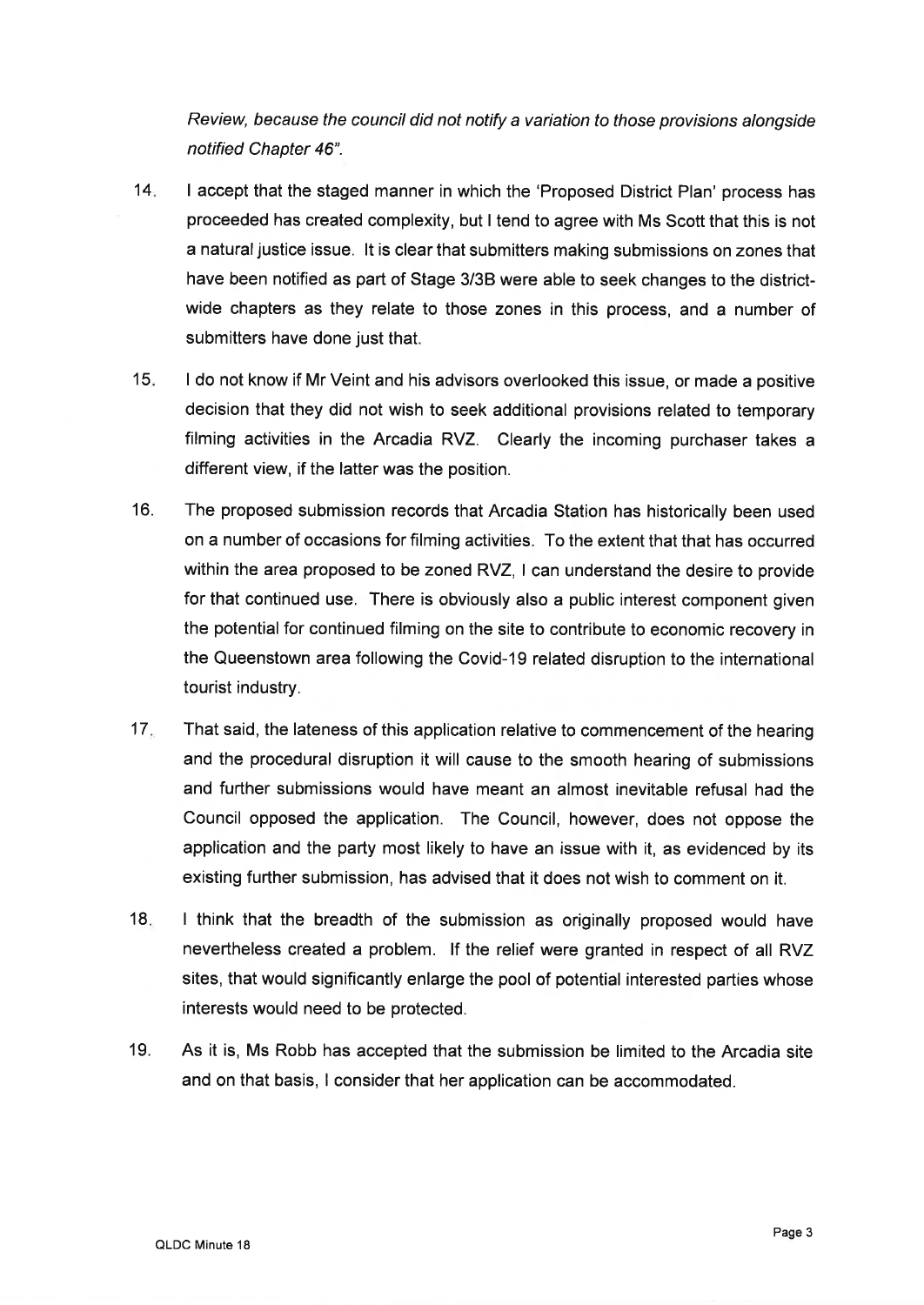*Review, because the council did not notify a variation to those provisions alongside notified Chapter 46".*

14. I accept that the staged manner in which the 'Proposed District Plan' process has proceeded has created complexity, but I tend to agree with Ms Scott that this is not a natural justice issue. It is clear that submitters making submissions on zones that have been notified as part of Stage 3/3B were able to seek changes to the district-wide chapters as they relate to those zones in this process, and a number of submitters have done just that.

15. I do not know if Mr Veint and his advisors overlooked this issue, or made a positive decision that they did not wish to seek additional provisions related to temporary filming activities in the Arcadia RVZ. Clearly the incoming purchaser takes a different view, if the latter was the position.

16. The proposed submission records that Arcadia Station has historically been used on a number of occasions for filming activities. To the extent that that has occurred within the area proposed to be zoned RVZ, I can understand the desire to provide for that continued use. There is obviously also a public interest component given the potential for continued filming on the site to contribute to economic recovery in the Queenstown area following the Covid-19 related disruption to the international tourist industry.

17. That said, the lateness of this application relative to commencement of the hearing and the procedural disruption it will cause to the smooth hearing of submissions and further submissions would have meant an almost inevitable refusal had the Council opposed the application. The Council, however, does not oppose the application and the party most likely to have an issue with it, as evidenced by its existing further submission, has advised that it does not wish to comment on it.

18. I think that the breadth of the submission as originally proposed would have nevertheless created a problem. If the relief were granted in respect of all RVZ sites, that would significantly enlarge the pool of potential interested parties whose interests would need to be protected.

19. As it is, Ms Robb has accepted that the submission be limited to the Arcadia site and on that basis, I consider that her application can be accommodated.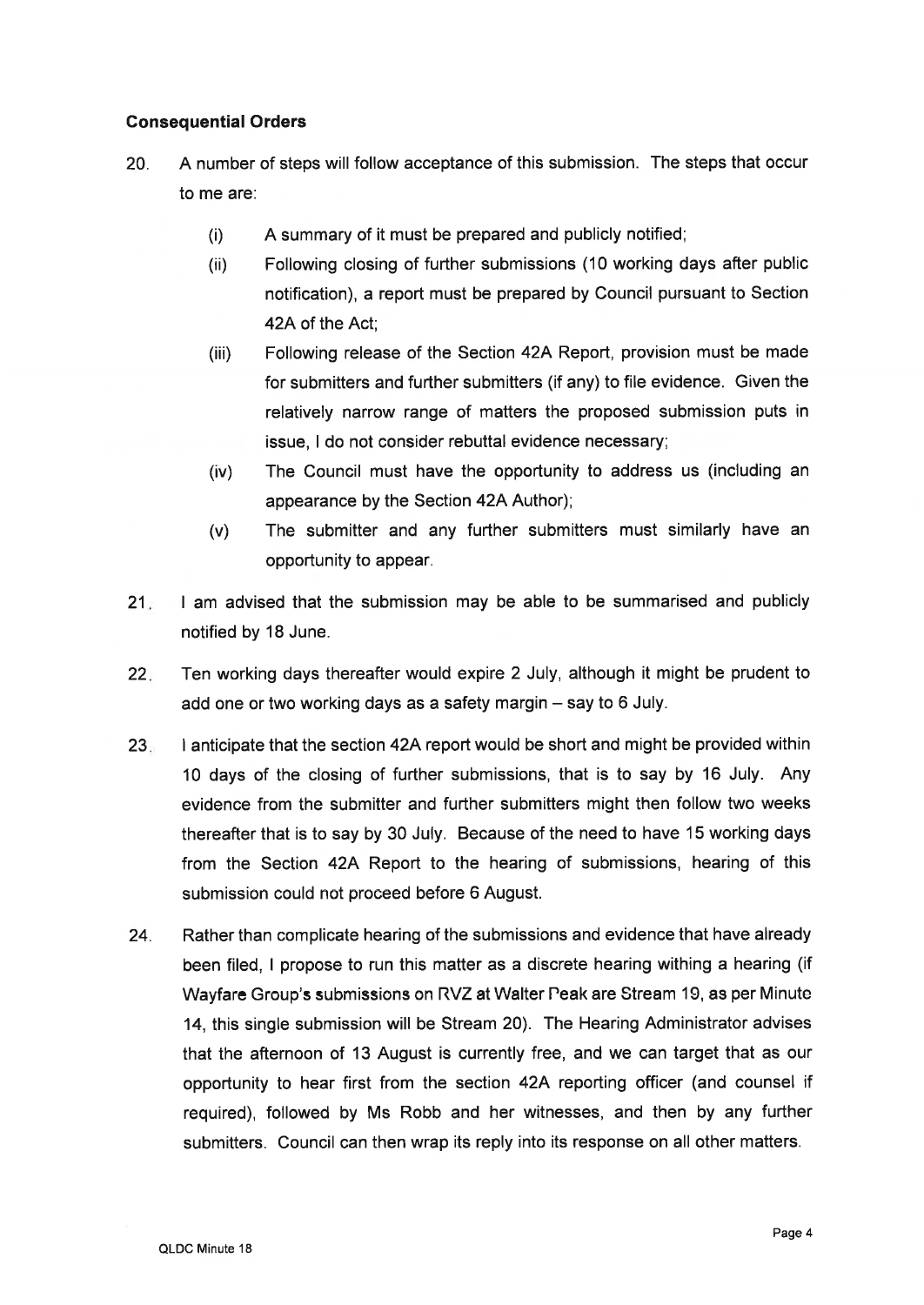**Consequential Orders**

20. A number of steps will follow acceptance of this submission. The steps that occur to me are:

    (i) A summary of it must be prepared and publicly notified;

    (ii) Following closing of further submissions (10 working days after public notification), a report must be prepared by Council pursuant to Section 42A of the Act;

    (iii) Following release of the Section 42A Report, provision must be made for submitters and further submitters (if any) to file evidence. Given the relatively narrow range of matters the proposed submission puts in issue, I do not consider rebuttal evidence necessary;

    (iv) The Council must have the opportunity to address us (including an appearance by the Section 42A Author);

    (v) The submitter and any further submitters must similarly have an opportunity to appear.

21. I am advised that the submission may be able to be summarised and publicly notified by 18 June.

22. Ten working days thereafter would expire 2 July, although it might be prudent to add one or two working days as a safety margin – say to 6 July.

23. I anticipate that the section 42A report would be short and might be provided within 10 days of the closing of further submissions, that is to say by 16 July. Any evidence from the submitter and further submitters might then follow two weeks thereafter that is to say by 30 July. Because of the need to have 15 working days from the Section 42A Report to the hearing of submissions, hearing of this submission could not proceed before 6 August.

24. Rather than complicate hearing of the submissions and evidence that have already been filed, I propose to run this matter as a discrete hearing withing a hearing (if Wayfare Group's submissions on RVZ at Walter Peak are Stream 19, as per Minute 14, this single submission will be Stream 20). The Hearing Administrator advises that the afternoon of 13 August is currently free, and we can target that as our opportunity to hear first from the section 42A reporting officer (and counsel if required), followed by Ms Robb and her witnesses, and then by any further submitters. Council can then wrap its reply into its response on all other matters.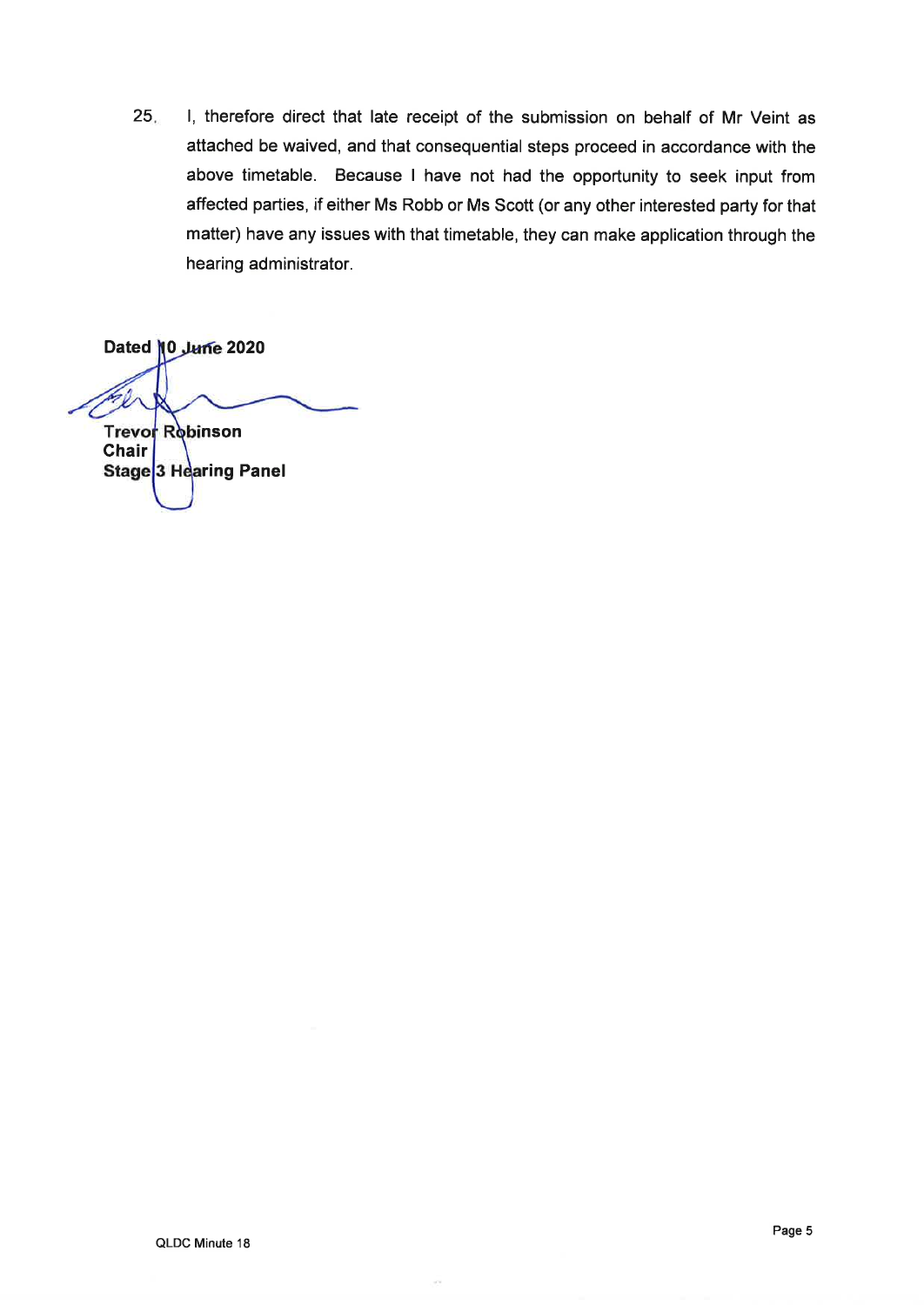25. I, therefore direct that late receipt of the submission on behalf of Mr Veint as attached be waived, and that consequential steps proceed in accordance with the above timetable. Because I have not had the opportunity to seek input from affected parties, if either Ms Robb or Ms Scott (or any other interested party for that matter) have any issues with that timetable, they can make application through the hearing administrator.

**Dated 10 June 2020**

**Trevor Robinson**
**Chair**
**Stage 3 Hearing Panel**

QLDC Minute 18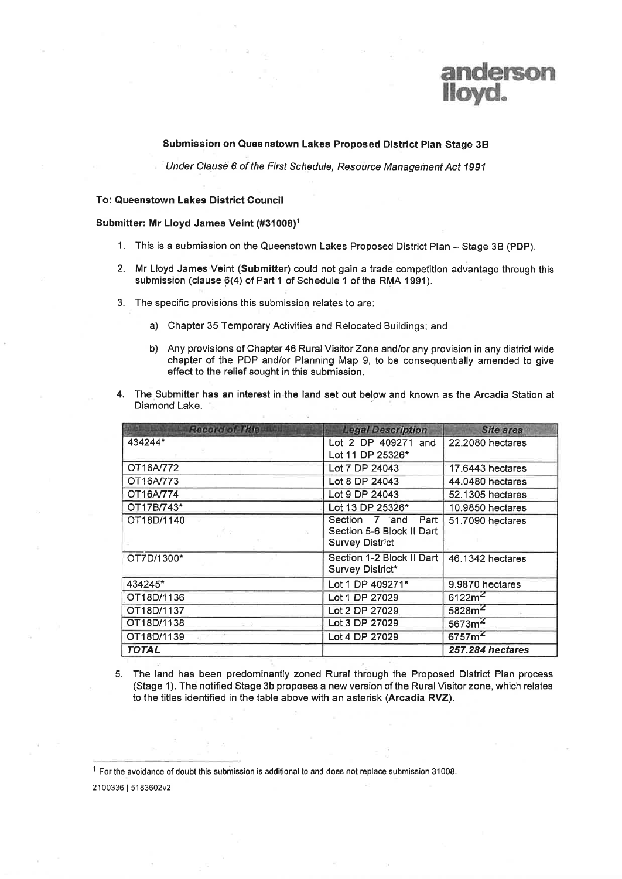anderson lloyd.

**Submission on Queenstown Lakes Proposed District Plan Stage 3B**

*Under Clause 6 of the First Schedule, Resource Management Act 1991*

**To: Queenstown Lakes District Council**

**Submitter: Mr Lloyd James Veint (#31008)**[1]

1. This is a submission on the Queenstown Lakes Proposed District Plan – Stage 3B (**PDP**).

2. Mr Lloyd James Veint (**Submitter**) could not gain a trade competition advantage through this submission (clause 6(4) of Part 1 of Schedule 1 of the RMA 1991).

3. The specific provisions this submission relates to are:

   a) Chapter 35 Temporary Activities and Relocated Buildings; and

   b) Any provisions of Chapter 46 Rural Visitor Zone and/or any provision in any district wide chapter of the PDP and/or Planning Map 9, to be consequentially amended to give effect to the relief sought in this submission.

4. The Submitter has an interest in the land set out below and known as the Arcadia Station at Diamond Lake.

| Record of Title | Legal Description | Site area |
|---|---|---|
| 434244* | Lot 2 DP 409271 and Lot 11 DP 25326* | 22.2080 hectares |
| OT16A/772 | Lot 7 DP 24043 | 17.6443 hectares |
| OT16A/773 | Lot 8 DP 24043 | 44.0480 hectares |
| OT16A/774 | Lot 9 DP 24043 | 52.1305 hectares |
| OT17B/743* | Lot 13 DP 25326* | 10.9850 hectares |
| OT18D/1140 | Section 7 and Part Section 5-6 Block II Dart Survey District | 51.7090 hectares |
| OT7D/1300* | Section 1-2 Block II Dart Survey District* | 46.1342 hectares |
| 434245* | Lot 1 DP 409271* | 9.9870 hectares |
| OT18D/1136 | Lot 1 DP 27029 | 6122m$^2$ |
| OT18D/1137 | Lot 2 DP 27029 | 5828m$^2$ |
| OT18D/1138 | Lot 3 DP 27029 | 5673m$^2$ |
| OT18D/1139 | Lot 4 DP 27029 | 6757m$^2$ |
| ***TOTAL*** | | ***257.284 hectares*** |

5. The land has been predominantly zoned Rural through the Proposed District Plan process (Stage 1). The notified Stage 3b proposes a new version of the Rural Visitor zone, which relates to the titles identified in the table above with an asterisk (**Arcadia RVZ**).

---

[1] For the avoidance of doubt this submission is additional to and does not replace submission 31008.

2100336 | 5183602v2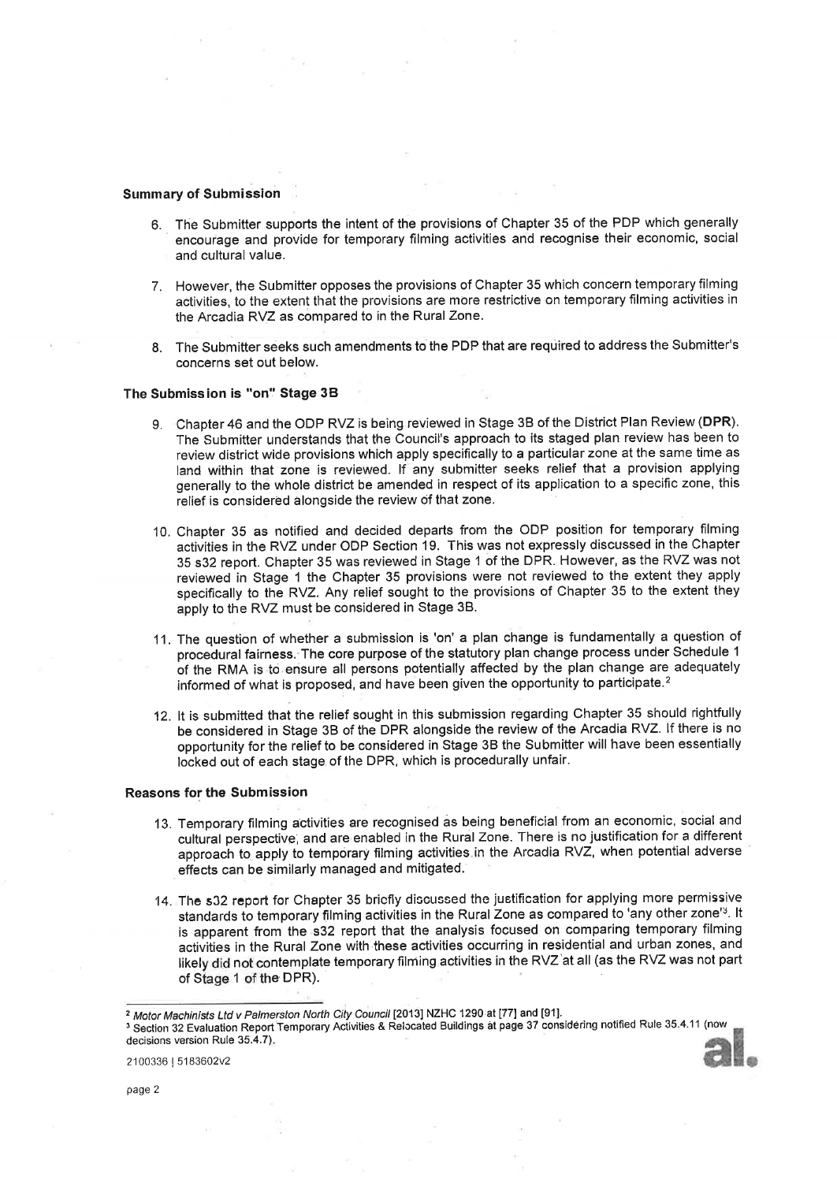**Summary of Submission**

6. The Submitter supports the intent of the provisions of Chapter 35 of the PDP which generally encourage and provide for temporary filming activities and recognise their economic, social and cultural value.

7. However, the Submitter opposes the provisions of Chapter 35 which concern temporary filming activities, to the extent that the provisions are more restrictive on temporary filming activities in the Arcadia RVZ as compared to in the Rural Zone.

8. The Submitter seeks such amendments to the PDP that are required to address the Submitter's concerns set out below.

**The Submission is "on" Stage 3B**

9. Chapter 46 and the ODP RVZ is being reviewed in Stage 3B of the District Plan Review (**DPR**). The Submitter understands that the Council's approach to its staged plan review has been to review district wide provisions which apply specifically to a particular zone at the same time as land within that zone is reviewed. If any submitter seeks relief that a provision applying generally to the whole district be amended in respect of its application to a specific zone, this relief is considered alongside the review of that zone.

10. Chapter 35 as notified and decided departs from the ODP position for temporary filming activities in the RVZ under ODP Section 19. This was not expressly discussed in the Chapter 35 s32 report. Chapter 35 was reviewed in Stage 1 of the DPR. However, as the RVZ was not reviewed in Stage 1 the Chapter 35 provisions were not reviewed to the extent they apply specifically to the RVZ. Any relief sought to the provisions of Chapter 35 to the extent they apply to the RVZ must be considered in Stage 3B.

11. The question of whether a submission is 'on' a plan change is fundamentally a question of procedural fairness. The core purpose of the statutory plan change process under Schedule 1 of the RMA is to ensure all persons potentially affected by the plan change are adequately informed of what is proposed, and have been given the opportunity to participate.[2]

12. It is submitted that the relief sought in this submission regarding Chapter 35 should rightfully be considered in Stage 3B of the DPR alongside the review of the Arcadia RVZ. If there is no opportunity for the relief to be considered in Stage 3B the Submitter will have been essentially locked out of each stage of the DPR, which is procedurally unfair.

**Reasons for the Submission**

13. Temporary filming activities are recognised as being beneficial from an economic, social and cultural perspective, and are enabled in the Rural Zone. There is no justification for a different approach to apply to temporary filming activities in the Arcadia RVZ, when potential adverse effects can be similarly managed and mitigated.

14. The s32 report for Chapter 35 briefly discussed the justification for applying more permissive standards to temporary filming activities in the Rural Zone as compared to 'any other zone'[3]. It is apparent from the s32 report that the analysis focused on comparing temporary filming activities in the Rural Zone with these activities occurring in residential and urban zones, and likely did not contemplate temporary filming activities in the RVZ at all (as the RVZ was not part of Stage 1 of the DPR).

---

[2] *Motor Machinists Ltd v Palmerston North City Council* [2013] NZHC 1290 at [77] and [91].

[3] Section 32 Evaluation Report Temporary Activities & Relocated Buildings at page 37 considering notified Rule 35.4.11 (now decisions version Rule 35.4.7).

2100336 | 5183602v2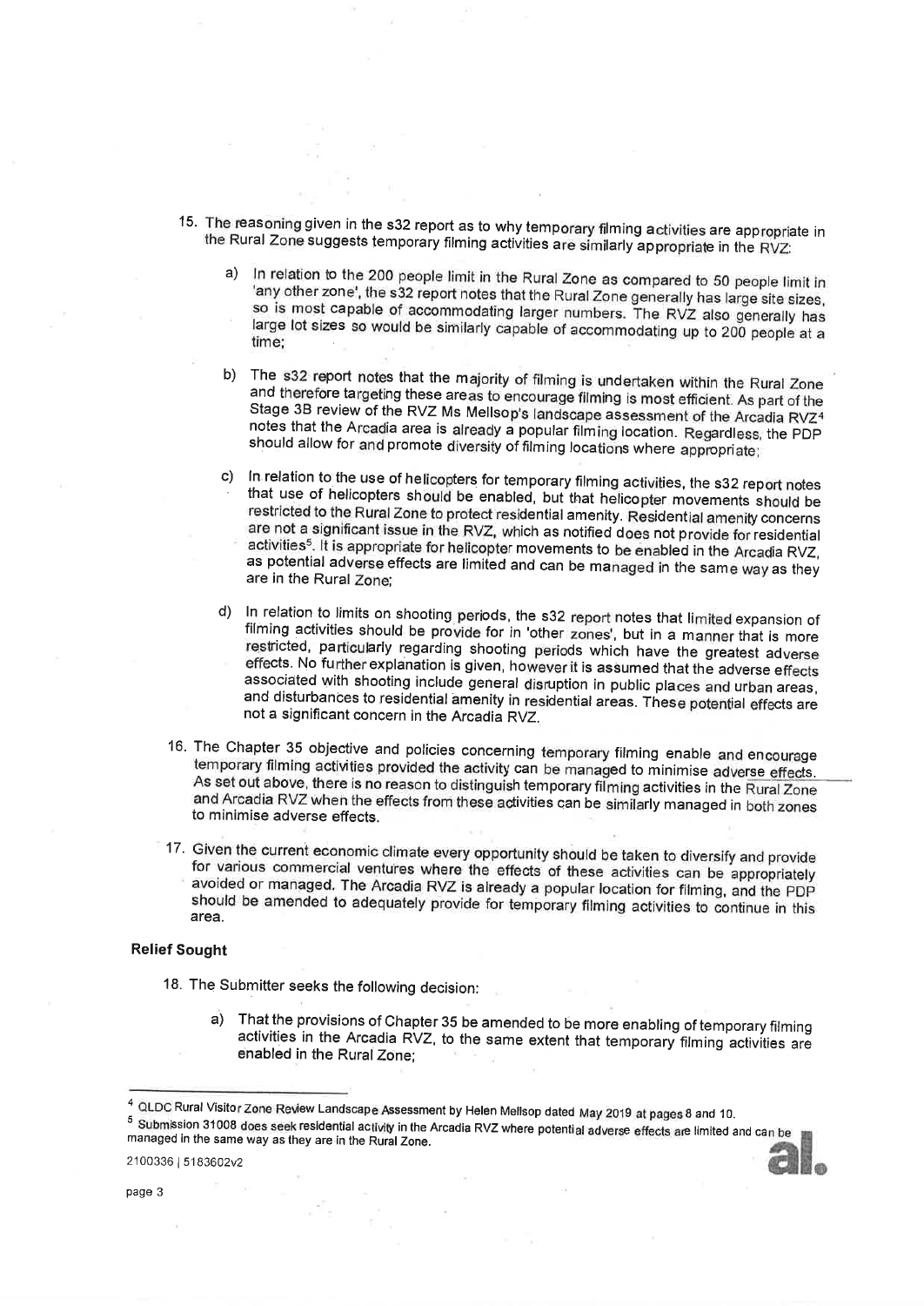15. The reasoning given in the s32 report as to why temporary filming activities are appropriate in the Rural Zone suggests temporary filming activities are similarly appropriate in the RVZ:

    a) In relation to the 200 people limit in the Rural Zone as compared to 50 people limit in 'any other zone', the s32 report notes that the Rural Zone generally has large site sizes, so is most capable of accommodating larger numbers. The RVZ also generally has large lot sizes so would be similarly capable of accommodating up to 200 people at a time;

    b) The s32 report notes that the majority of filming is undertaken within the Rural Zone and therefore targeting these areas to encourage filming is most efficient. As part of the Stage 3B review of the RVZ Ms Mellsop's landscape assessment of the Arcadia RVZ[4] notes that the Arcadia area is already a popular filming location. Regardless, the PDP should allow for and promote diversity of filming locations where appropriate;

    c) In relation to the use of helicopters for temporary filming activities, the s32 report notes that use of helicopters should be enabled, but that helicopter movements should be restricted to the Rural Zone to protect residential amenity. Residential amenity concerns are not a significant issue in the RVZ, which as notified does not provide for residential activities[5]. It is appropriate for helicopter movements to be enabled in the Arcadia RVZ, as potential adverse effects are limited and can be managed in the same way as they are in the Rural Zone;

    d) In relation to limits on shooting periods, the s32 report notes that limited expansion of filming activities should be provide for in 'other zones', but in a manner that is more restricted, particularly regarding shooting periods which have the greatest adverse effects. No further explanation is given, however it is assumed that the adverse effects associated with shooting include general disruption in public places and urban areas, and disturbances to residential amenity in residential areas. These potential effects are not a significant concern in the Arcadia RVZ.

16. The Chapter 35 objective and policies concerning temporary filming enable and encourage temporary filming activities provided the activity can be managed to minimise adverse effects. As set out above, there is no reason to distinguish temporary filming activities in the Rural Zone and Arcadia RVZ when the effects from these activities can be similarly managed in both zones to minimise adverse effects.

17. Given the current economic climate every opportunity should be taken to diversify and provide for various commercial ventures where the effects of these activities can be appropriately avoided or managed. The Arcadia RVZ is already a popular location for filming, and the PDP should be amended to adequately provide for temporary filming activities to continue in this area.

**Relief Sought**

18. The Submitter seeks the following decision:

    a) That the provisions of Chapter 35 be amended to be more enabling of temporary filming activities in the Arcadia RVZ, to the same extent that temporary filming activities are enabled in the Rural Zone;

---

[4] QLDC Rural Visitor Zone Review Landscape Assessment by Helen Mellsop dated May 2019 at pages 8 and 10.

[5] Submission 31008 does seek residential activity in the Arcadia RVZ where potential adverse effects are limited and can be managed in the same way as they are in the Rural Zone.

2100336 | 5183602v2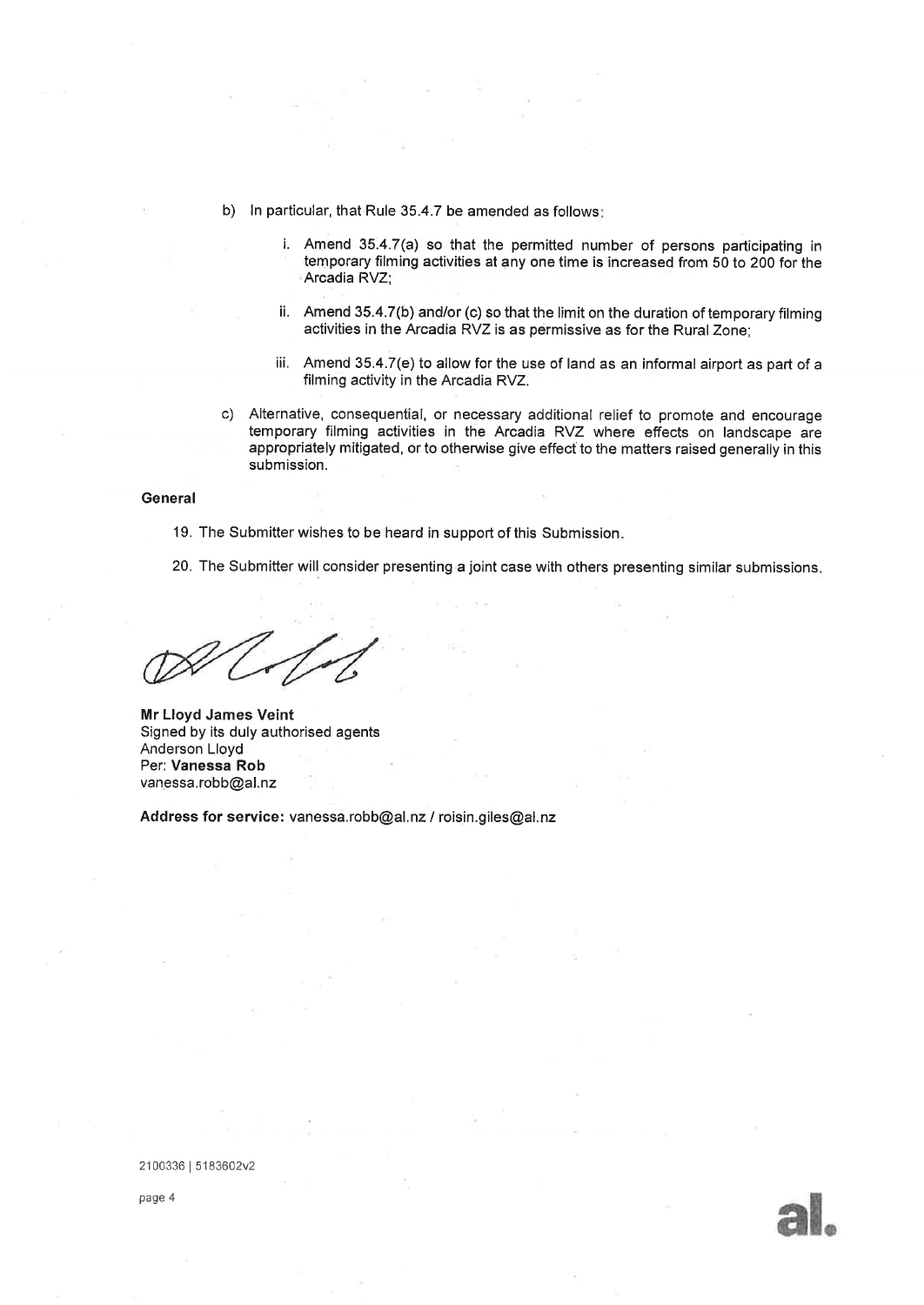b) In particular, that Rule 35.4.7 be amended as follows:

   i. Amend 35.4.7(a) so that the permitted number of persons participating in temporary filming activities at any one time is increased from 50 to 200 for the Arcadia RVZ;

   ii. Amend 35.4.7(b) and/or (c) so that the limit on the duration of temporary filming activities in the Arcadia RVZ is as permissive as for the Rural Zone;

   iii. Amend 35.4.7(e) to allow for the use of land as an informal airport as part of a filming activity in the Arcadia RVZ.

c) Alternative, consequential, or necessary additional relief to promote and encourage temporary filming activities in the Arcadia RVZ where effects on landscape are appropriately mitigated, or to otherwise give effect to the matters raised generally in this submission.

**General**

19. The Submitter wishes to be heard in support of this Submission.

20. The Submitter will consider presenting a joint case with others presenting similar submissions.

**Mr Lloyd James Veint**
Signed by its duly authorised agents
Anderson Lloyd
Per: **Vanessa Rob**
vanessa.robb@al.nz

**Address for service:** vanessa.robb@al.nz / roisin.giles@al.nz

2100336 | 5183602v2